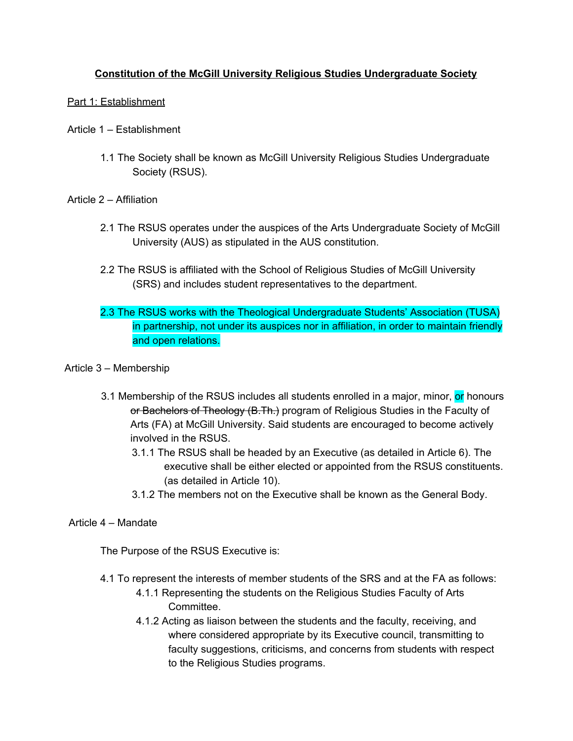**Constitution of the McGill University Religious Studies Undergraduate Society**

Part 1: Establishment

Article 1 – Establishment

1.1 The Society shall be known as McGill University Religious Studies Undergraduate Society (RSUS).

Article 2 – Affiliation

2.1 The RSUS operates under the auspices of the Arts Undergraduate Society of McGill University (AUS) as stipulated in the AUS constitution.

2.2 The RSUS is affiliated with the School of Religious Studies of McGill University (SRS) and includes student representatives to the department.

2.3 The RSUS works with the Theological Undergraduate Students' Association (TUSA) in partnership, not under its auspices nor in affiliation, in order to maintain friendly and open relations.

Article 3 – Membership

3.1 Membership of the RSUS includes all students enrolled in a major, minor, or honours ~~or Bachelors of Theology (B.Th.)~~ program of Religious Studies in the Faculty of Arts (FA) at McGill University. Said students are encouraged to become actively involved in the RSUS.

- 3.1.1 The RSUS shall be headed by an Executive (as detailed in Article 6). The executive shall be either elected or appointed from the RSUS constituents. (as detailed in Article 10).
- 3.1.2 The members not on the Executive shall be known as the General Body.

Article 4 – Mandate

The Purpose of the RSUS Executive is:

4.1 To represent the interests of member students of the SRS and at the FA as follows:

- 4.1.1 Representing the students on the Religious Studies Faculty of Arts Committee.
- 4.1.2 Acting as liaison between the students and the faculty, receiving, and where considered appropriate by its Executive council, transmitting to faculty suggestions, criticisms, and concerns from students with respect to the Religious Studies programs.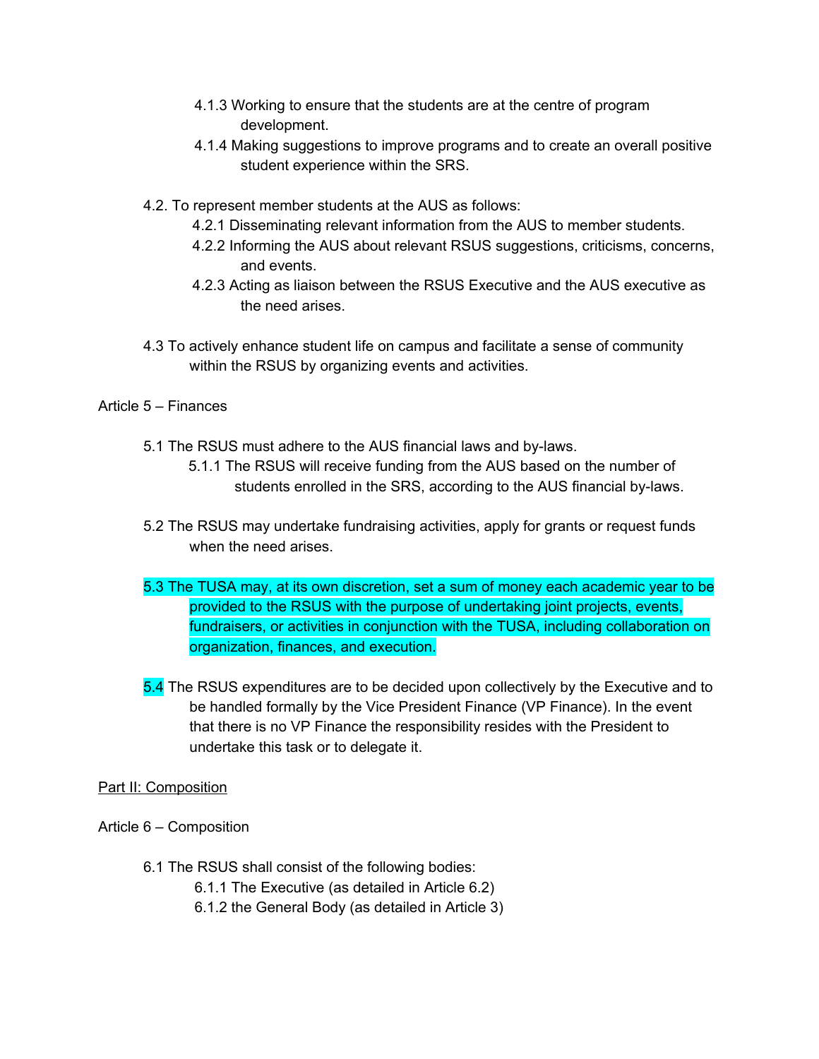- 4.1.3 Working to ensure that the students are at the centre of program development.
- 4.1.4 Making suggestions to improve programs and to create an overall positive student experience within the SRS.

4.2. To represent member students at the AUS as follows:

- 4.2.1 Disseminating relevant information from the AUS to member students.
- 4.2.2 Informing the AUS about relevant RSUS suggestions, criticisms, concerns, and events.
- 4.2.3 Acting as liaison between the RSUS Executive and the AUS executive as the need arises.

4.3 To actively enhance student life on campus and facilitate a sense of community within the RSUS by organizing events and activities.

Article 5 – Finances

5.1 The RSUS must adhere to the AUS financial laws and by-laws.

- 5.1.1 The RSUS will receive funding from the AUS based on the number of students enrolled in the SRS, according to the AUS financial by-laws.

5.2 The RSUS may undertake fundraising activities, apply for grants or request funds when the need arises.

5.3 The TUSA may, at its own discretion, set a sum of money each academic year to be provided to the RSUS with the purpose of undertaking joint projects, events, fundraisers, or activities in conjunction with the TUSA, including collaboration on organization, finances, and execution.

5.4 The RSUS expenditures are to be decided upon collectively by the Executive and to be handled formally by the Vice President Finance (VP Finance). In the event that there is no VP Finance the responsibility resides with the President to undertake this task or to delegate it.

<u>Part II: Composition</u>

Article 6 – Composition

6.1 The RSUS shall consist of the following bodies:

- 6.1.1 The Executive (as detailed in Article 6.2)
- 6.1.2 the General Body (as detailed in Article 3)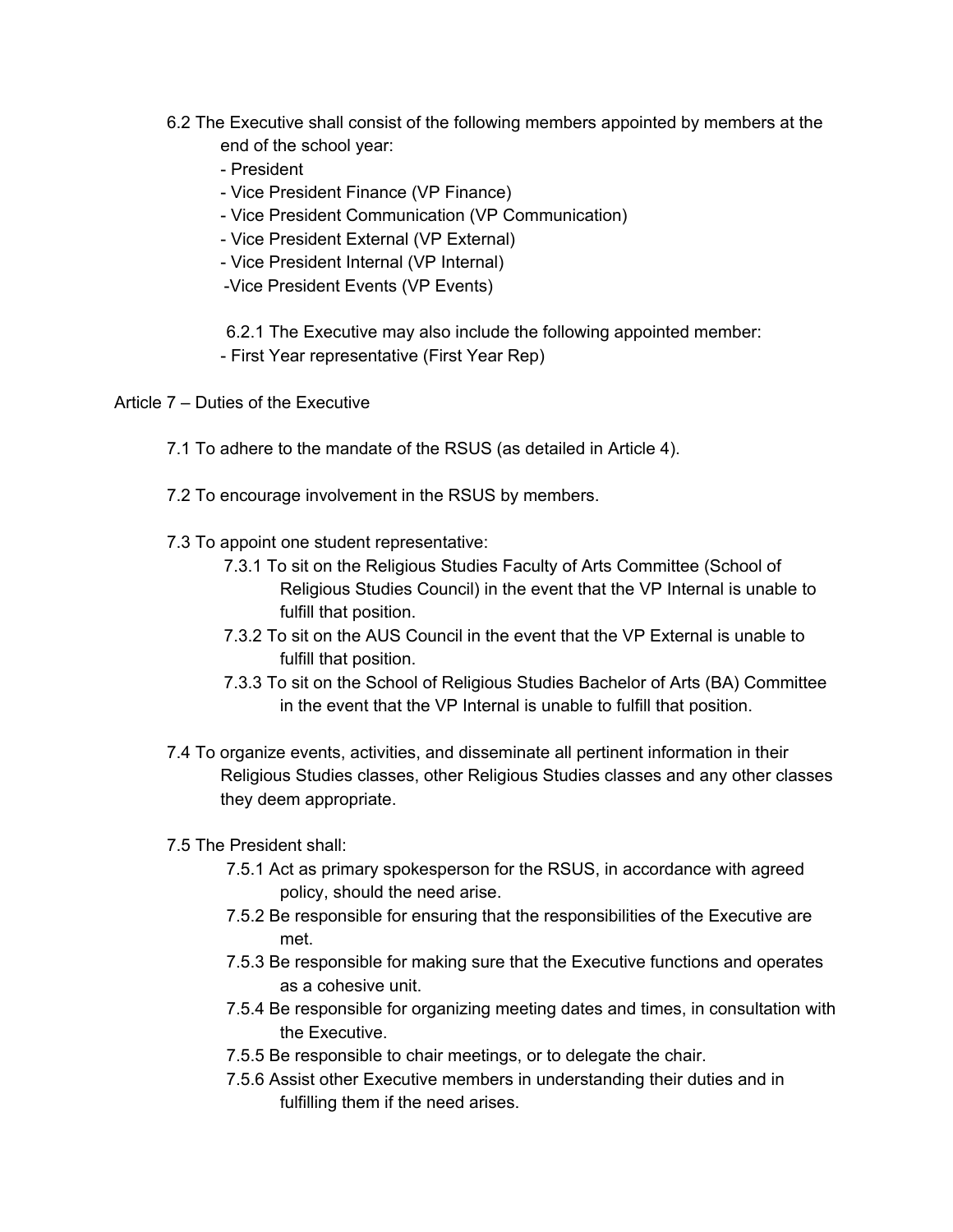6.2 The Executive shall consist of the following members appointed by members at the end of the school year:

- President
- Vice President Finance (VP Finance)
- Vice President Communication (VP Communication)
- Vice President External (VP External)
- Vice President Internal (VP Internal)
- Vice President Events (VP Events)

6.2.1 The Executive may also include the following appointed member:

- First Year representative (First Year Rep)

## Article 7 – Duties of the Executive

7.1 To adhere to the mandate of the RSUS (as detailed in Article 4).

7.2 To encourage involvement in the RSUS by members.

7.3 To appoint one student representative:

7.3.1 To sit on the Religious Studies Faculty of Arts Committee (School of Religious Studies Council) in the event that the VP Internal is unable to fulfill that position.

7.3.2 To sit on the AUS Council in the event that the VP External is unable to fulfill that position.

7.3.3 To sit on the School of Religious Studies Bachelor of Arts (BA) Committee in the event that the VP Internal is unable to fulfill that position.

7.4 To organize events, activities, and disseminate all pertinent information in their Religious Studies classes, other Religious Studies classes and any other classes they deem appropriate.

7.5 The President shall:

7.5.1 Act as primary spokesperson for the RSUS, in accordance with agreed policy, should the need arise.

7.5.2 Be responsible for ensuring that the responsibilities of the Executive are met.

7.5.3 Be responsible for making sure that the Executive functions and operates as a cohesive unit.

7.5.4 Be responsible for organizing meeting dates and times, in consultation with the Executive.

7.5.5 Be responsible to chair meetings, or to delegate the chair.

7.5.6 Assist other Executive members in understanding their duties and in fulfilling them if the need arises.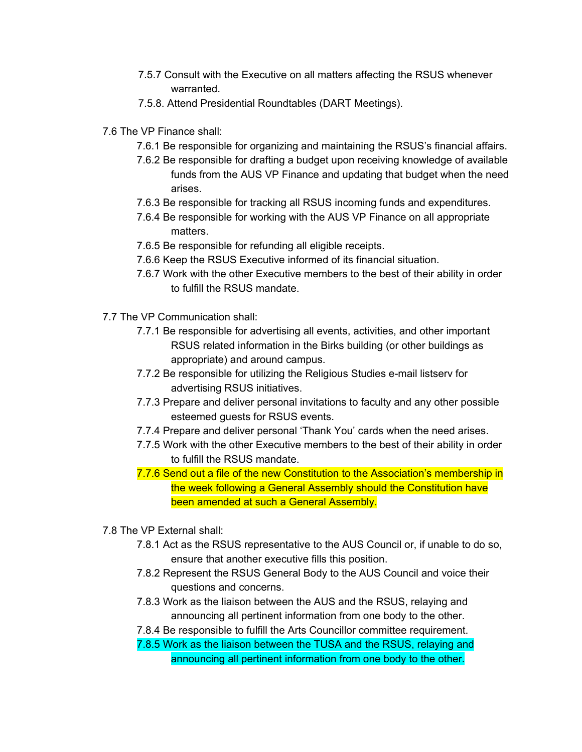7.5.7 Consult with the Executive on all matters affecting the RSUS whenever warranted.

7.5.8. Attend Presidential Roundtables (DART Meetings).

7.6 The VP Finance shall:

- 7.6.1 Be responsible for organizing and maintaining the RSUS's financial affairs.
- 7.6.2 Be responsible for drafting a budget upon receiving knowledge of available funds from the AUS VP Finance and updating that budget when the need arises.
- 7.6.3 Be responsible for tracking all RSUS incoming funds and expenditures.
- 7.6.4 Be responsible for working with the AUS VP Finance on all appropriate matters.
- 7.6.5 Be responsible for refunding all eligible receipts.
- 7.6.6 Keep the RSUS Executive informed of its financial situation.
- 7.6.7 Work with the other Executive members to the best of their ability in order to fulfill the RSUS mandate.

7.7 The VP Communication shall:

- 7.7.1 Be responsible for advertising all events, activities, and other important RSUS related information in the Birks building (or other buildings as appropriate) and around campus.
- 7.7.2 Be responsible for utilizing the Religious Studies e-mail listserv for advertising RSUS initiatives.
- 7.7.3 Prepare and deliver personal invitations to faculty and any other possible esteemed guests for RSUS events.
- 7.7.4 Prepare and deliver personal 'Thank You' cards when the need arises.
- 7.7.5 Work with the other Executive members to the best of their ability in order to fulfill the RSUS mandate.
- 7.7.6 Send out a file of the new Constitution to the Association's membership in the week following a General Assembly should the Constitution have been amended at such a General Assembly.

7.8 The VP External shall:

- 7.8.1 Act as the RSUS representative to the AUS Council or, if unable to do so, ensure that another executive fills this position.
- 7.8.2 Represent the RSUS General Body to the AUS Council and voice their questions and concerns.
- 7.8.3 Work as the liaison between the AUS and the RSUS, relaying and announcing all pertinent information from one body to the other.
- 7.8.4 Be responsible to fulfill the Arts Councillor committee requirement.
- 7.8.5 Work as the liaison between the TUSA and the RSUS, relaying and announcing all pertinent information from one body to the other.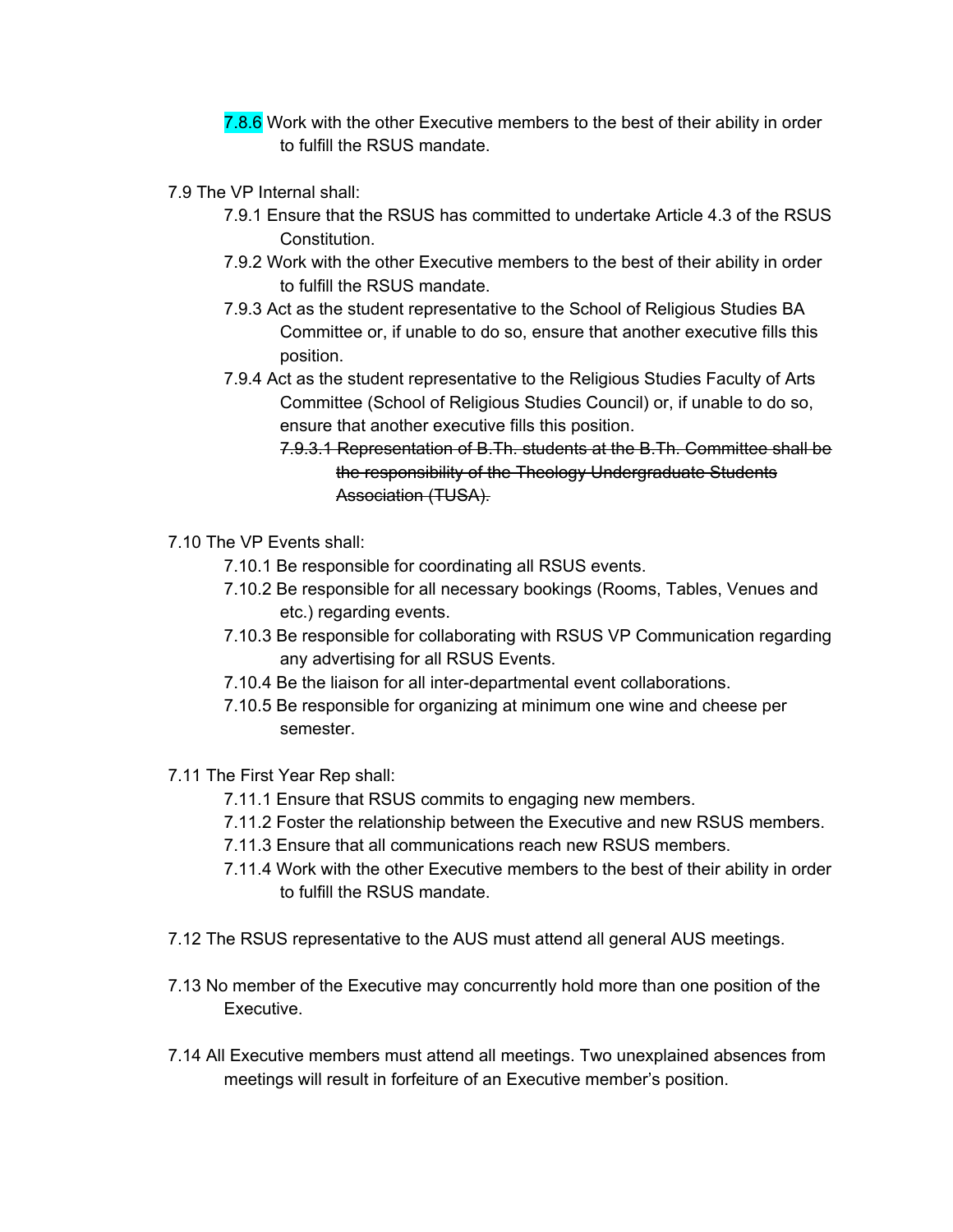7.8.6 Work with the other Executive members to the best of their ability in order to fulfill the RSUS mandate.

7.9 The VP Internal shall:

- 7.9.1 Ensure that the RSUS has committed to undertake Article 4.3 of the RSUS Constitution.
- 7.9.2 Work with the other Executive members to the best of their ability in order to fulfill the RSUS mandate.
- 7.9.3 Act as the student representative to the School of Religious Studies BA Committee or, if unable to do so, ensure that another executive fills this position.
- 7.9.4 Act as the student representative to the Religious Studies Faculty of Arts Committee (School of Religious Studies Council) or, if unable to do so, ensure that another executive fills this position.
  - ~~7.9.3.1 Representation of B.Th. students at the B.Th. Committee shall be the responsibility of the Theology Undergraduate Students Association (TUSA).~~

7.10 The VP Events shall:

- 7.10.1 Be responsible for coordinating all RSUS events.
- 7.10.2 Be responsible for all necessary bookings (Rooms, Tables, Venues and etc.) regarding events.
- 7.10.3 Be responsible for collaborating with RSUS VP Communication regarding any advertising for all RSUS Events.
- 7.10.4 Be the liaison for all inter-departmental event collaborations.
- 7.10.5 Be responsible for organizing at minimum one wine and cheese per semester.

7.11 The First Year Rep shall:

- 7.11.1 Ensure that RSUS commits to engaging new members.
- 7.11.2 Foster the relationship between the Executive and new RSUS members.
- 7.11.3 Ensure that all communications reach new RSUS members.
- 7.11.4 Work with the other Executive members to the best of their ability in order to fulfill the RSUS mandate.

7.12 The RSUS representative to the AUS must attend all general AUS meetings.

7.13 No member of the Executive may concurrently hold more than one position of the Executive.

7.14 All Executive members must attend all meetings. Two unexplained absences from meetings will result in forfeiture of an Executive member's position.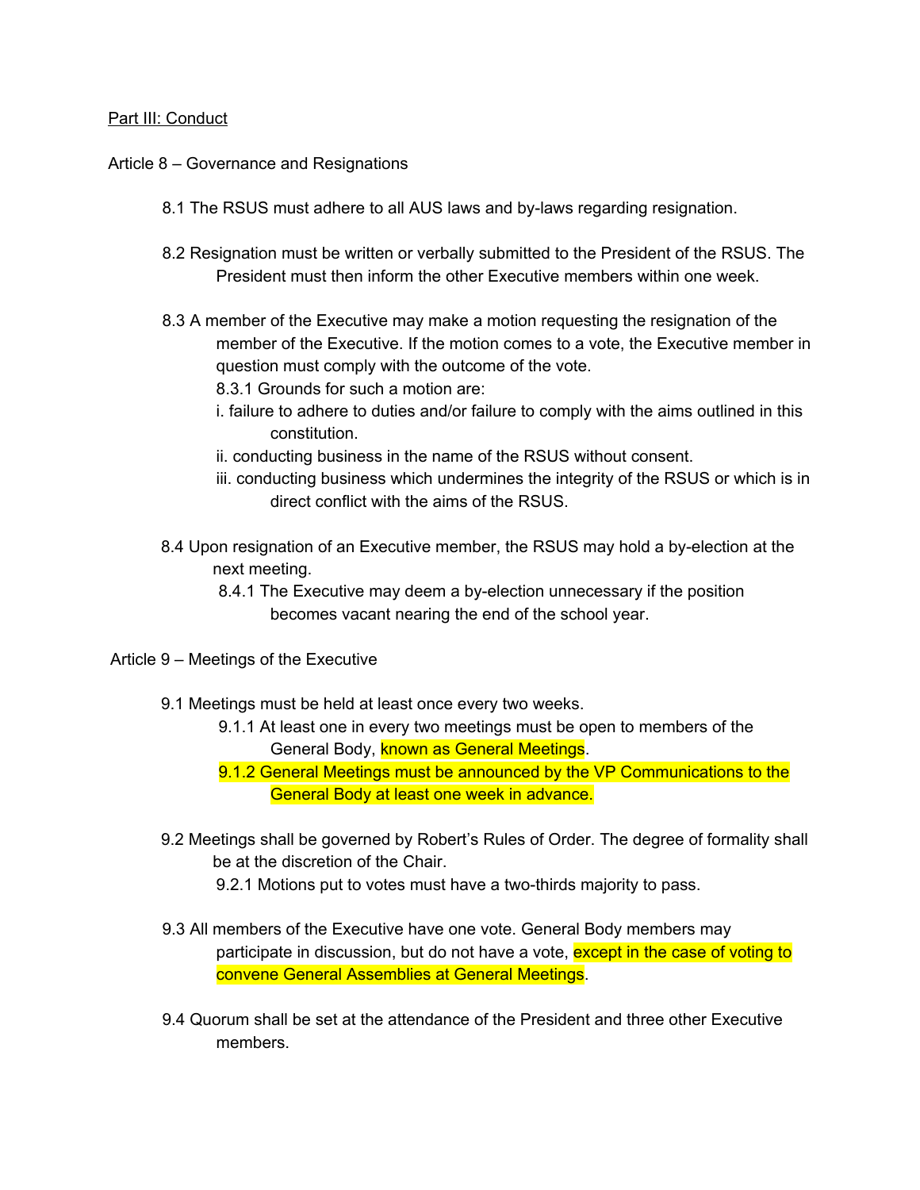Part III: Conduct

Article 8 – Governance and Resignations

8.1 The RSUS must adhere to all AUS laws and by-laws regarding resignation.

8.2 Resignation must be written or verbally submitted to the President of the RSUS. The President must then inform the other Executive members within one week.

8.3 A member of the Executive may make a motion requesting the resignation of the member of the Executive. If the motion comes to a vote, the Executive member in question must comply with the outcome of the vote.

8.3.1 Grounds for such a motion are:

i. failure to adhere to duties and/or failure to comply with the aims outlined in this constitution.

ii. conducting business in the name of the RSUS without consent.

iii. conducting business which undermines the integrity of the RSUS or which is in direct conflict with the aims of the RSUS.

8.4 Upon resignation of an Executive member, the RSUS may hold a by-election at the next meeting.

8.4.1 The Executive may deem a by-election unnecessary if the position becomes vacant nearing the end of the school year.

Article 9 – Meetings of the Executive

9.1 Meetings must be held at least once every two weeks.

9.1.1 At least one in every two meetings must be open to members of the General Body, known as General Meetings.

9.1.2 General Meetings must be announced by the VP Communications to the General Body at least one week in advance.

9.2 Meetings shall be governed by Robert's Rules of Order. The degree of formality shall be at the discretion of the Chair.

9.2.1 Motions put to votes must have a two-thirds majority to pass.

9.3 All members of the Executive have one vote. General Body members may participate in discussion, but do not have a vote, except in the case of voting to convene General Assemblies at General Meetings.

9.4 Quorum shall be set at the attendance of the President and three other Executive members.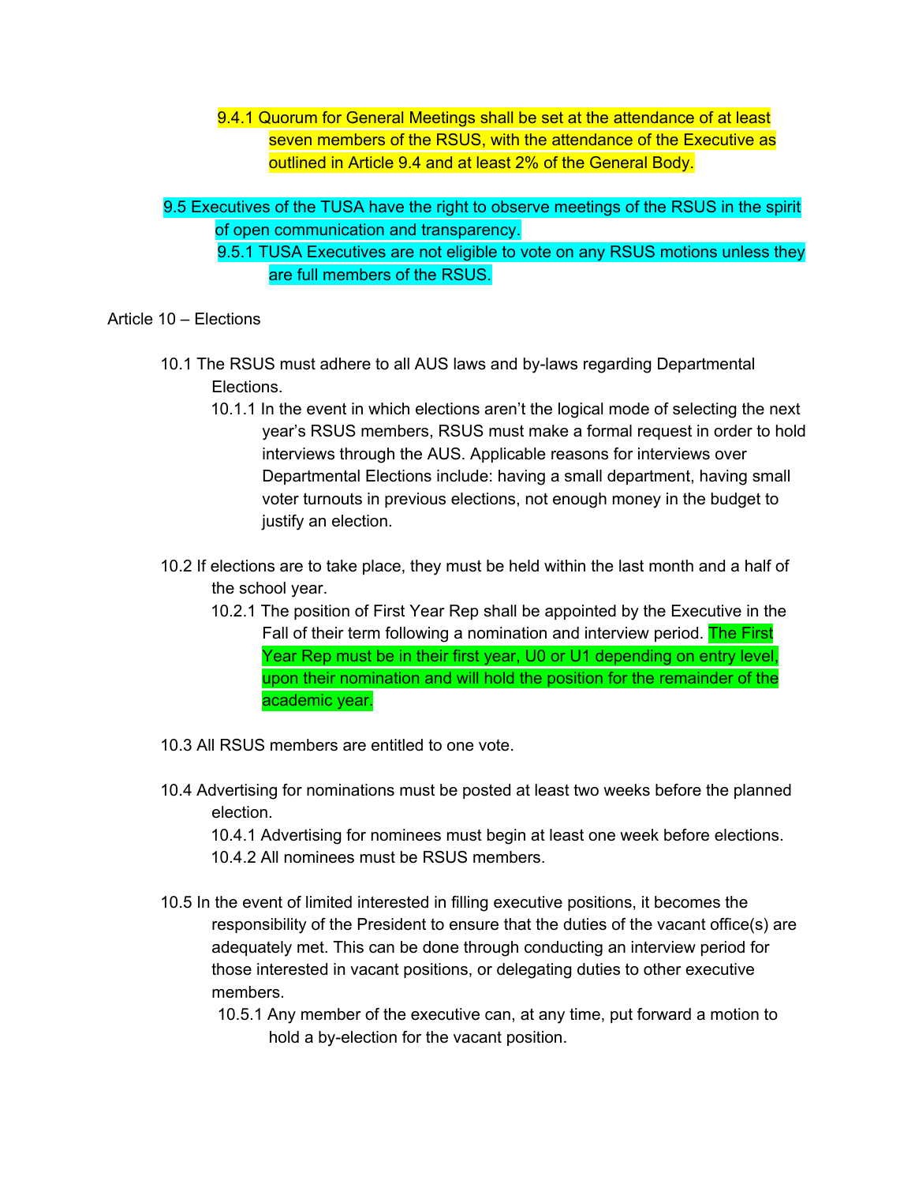9.4.1 Quorum for General Meetings shall be set at the attendance of at least seven members of the RSUS, with the attendance of the Executive as outlined in Article 9.4 and at least 2% of the General Body.

9.5 Executives of the TUSA have the right to observe meetings of the RSUS in the spirit of open communication and transparency.

9.5.1 TUSA Executives are not eligible to vote on any RSUS motions unless they are full members of the RSUS.

## Article 10 – Elections

10.1 The RSUS must adhere to all AUS laws and by-laws regarding Departmental Elections.

10.1.1 In the event in which elections aren't the logical mode of selecting the next year's RSUS members, RSUS must make a formal request in order to hold interviews through the AUS. Applicable reasons for interviews over Departmental Elections include: having a small department, having small voter turnouts in previous elections, not enough money in the budget to justify an election.

10.2 If elections are to take place, they must be held within the last month and a half of the school year.

10.2.1 The position of First Year Rep shall be appointed by the Executive in the Fall of their term following a nomination and interview period. The First Year Rep must be in their first year, U0 or U1 depending on entry level, upon their nomination and will hold the position for the remainder of the academic year.

10.3 All RSUS members are entitled to one vote.

10.4 Advertising for nominations must be posted at least two weeks before the planned election.

10.4.1 Advertising for nominees must begin at least one week before elections.

10.4.2 All nominees must be RSUS members.

10.5 In the event of limited interested in filling executive positions, it becomes the responsibility of the President to ensure that the duties of the vacant office(s) are adequately met. This can be done through conducting an interview period for those interested in vacant positions, or delegating duties to other executive members.

10.5.1 Any member of the executive can, at any time, put forward a motion to hold a by-election for the vacant position.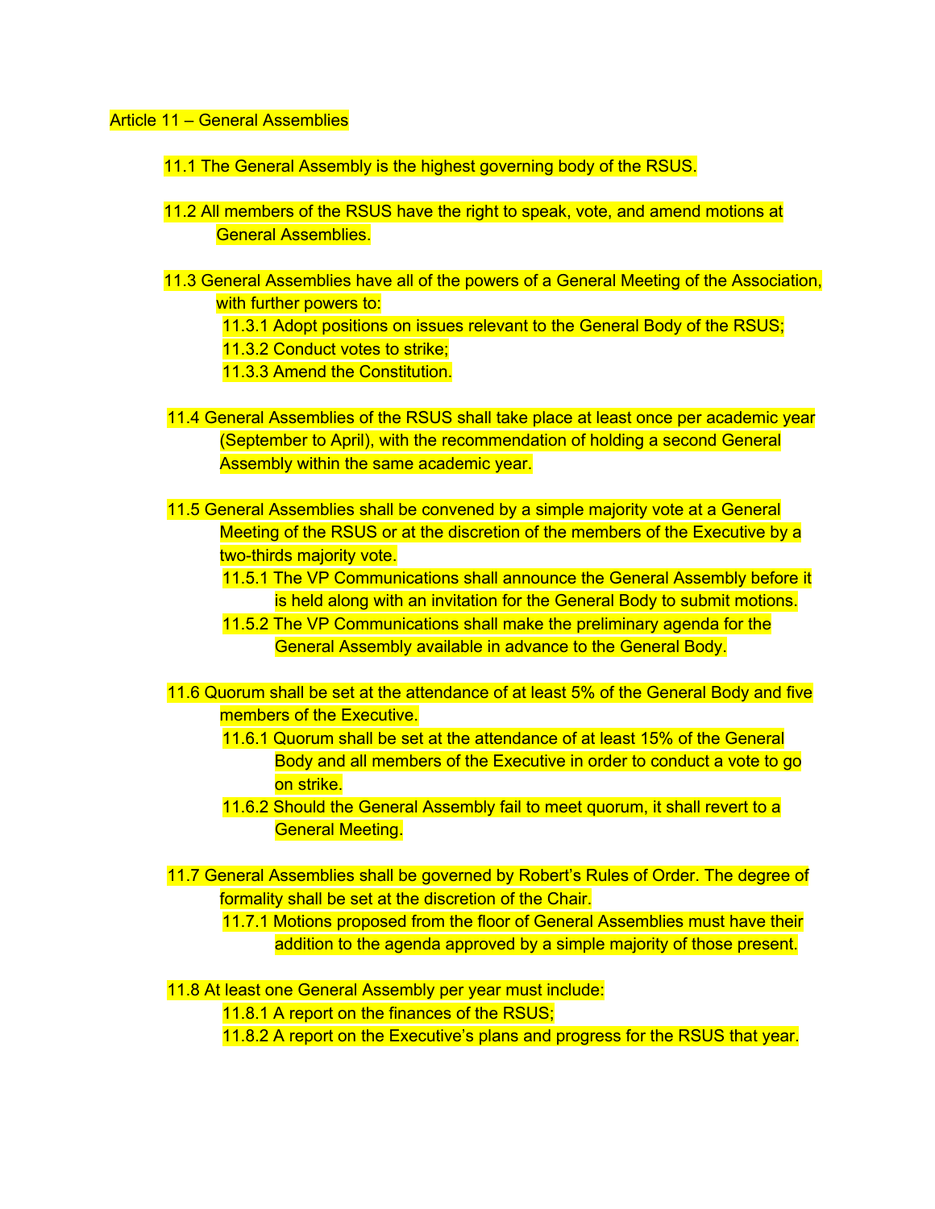## Article 11 – General Assemblies

11.1 The General Assembly is the highest governing body of the RSUS.

11.2 All members of the RSUS have the right to speak, vote, and amend motions at General Assemblies.

11.3 General Assemblies have all of the powers of a General Meeting of the Association, with further powers to:

- 11.3.1 Adopt positions on issues relevant to the General Body of the RSUS;
- 11.3.2 Conduct votes to strike;
- 11.3.3 Amend the Constitution.

11.4 General Assemblies of the RSUS shall take place at least once per academic year (September to April), with the recommendation of holding a second General Assembly within the same academic year.

11.5 General Assemblies shall be convened by a simple majority vote at a General Meeting of the RSUS or at the discretion of the members of the Executive by a two-thirds majority vote.

- 11.5.1 The VP Communications shall announce the General Assembly before it is held along with an invitation for the General Body to submit motions.
- 11.5.2 The VP Communications shall make the preliminary agenda for the General Assembly available in advance to the General Body.

11.6 Quorum shall be set at the attendance of at least 5% of the General Body and five members of the Executive.

- 11.6.1 Quorum shall be set at the attendance of at least 15% of the General Body and all members of the Executive in order to conduct a vote to go on strike.
- 11.6.2 Should the General Assembly fail to meet quorum, it shall revert to a General Meeting.

11.7 General Assemblies shall be governed by Robert's Rules of Order. The degree of formality shall be set at the discretion of the Chair.

- 11.7.1 Motions proposed from the floor of General Assemblies must have their addition to the agenda approved by a simple majority of those present.

11.8 At least one General Assembly per year must include:

- 11.8.1 A report on the finances of the RSUS;
- 11.8.2 A report on the Executive's plans and progress for the RSUS that year.